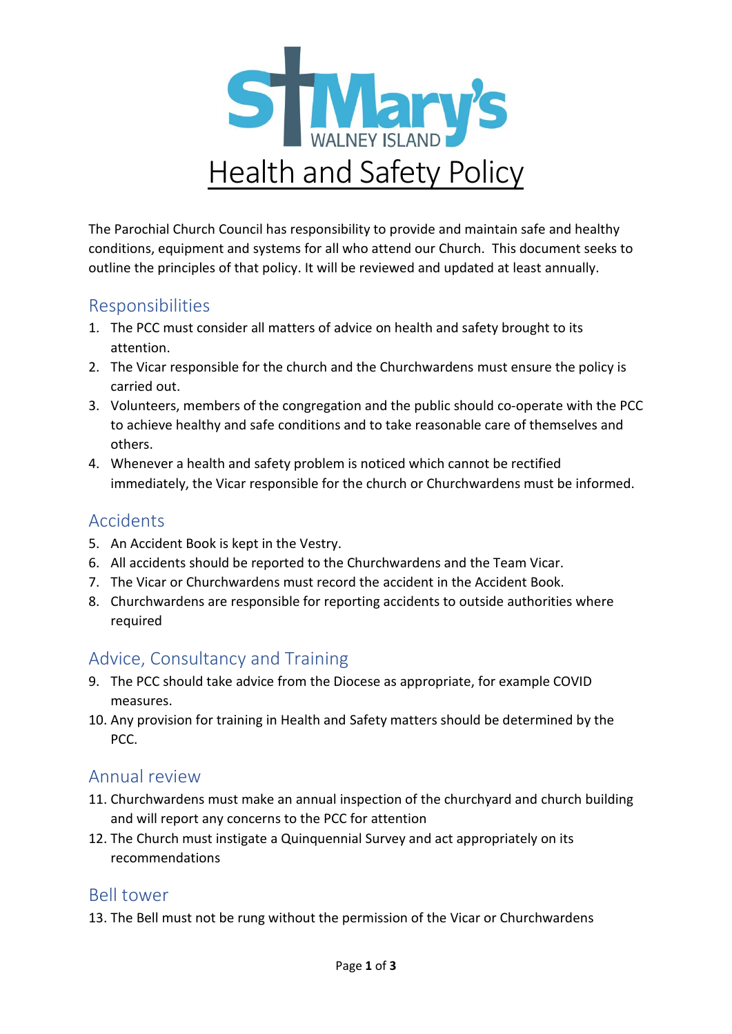# St Mary's Walney Island

# Health and Safety Policy

The Parochial Church Council has responsibility to provide and maintain safe and healthy conditions, equipment and systems for all who attend our Church. This document seeks to outline the principles of that policy. It will be reviewed and updated at least annually.

## Responsibilities

1. The PCC must consider all matters of advice on health and safety brought to its attention.
2. The Vicar responsible for the church and the Churchwardens must ensure the policy is carried out.
3. Volunteers, members of the congregation and the public should co-operate with the PCC to achieve healthy and safe conditions and to take reasonable care of themselves and others.
4. Whenever a health and safety problem is noticed which cannot be rectified immediately, the Vicar responsible for the church or Churchwardens must be informed.

## Accidents

5. An Accident Book is kept in the Vestry.
6. All accidents should be reported to the Churchwardens and the Team Vicar.
7. The Vicar or Churchwardens must record the accident in the Accident Book.
8. Churchwardens are responsible for reporting accidents to outside authorities where required

## Advice, Consultancy and Training

9. The PCC should take advice from the Diocese as appropriate, for example COVID measures.
10. Any provision for training in Health and Safety matters should be determined by the PCC.

## Annual review

11. Churchwardens must make an annual inspection of the churchyard and church building and will report any concerns to the PCC for attention
12. The Church must instigate a Quinquennial Survey and act appropriately on its recommendations

## Bell tower

13. The Bell must not be rung without the permission of the Vicar or Churchwardens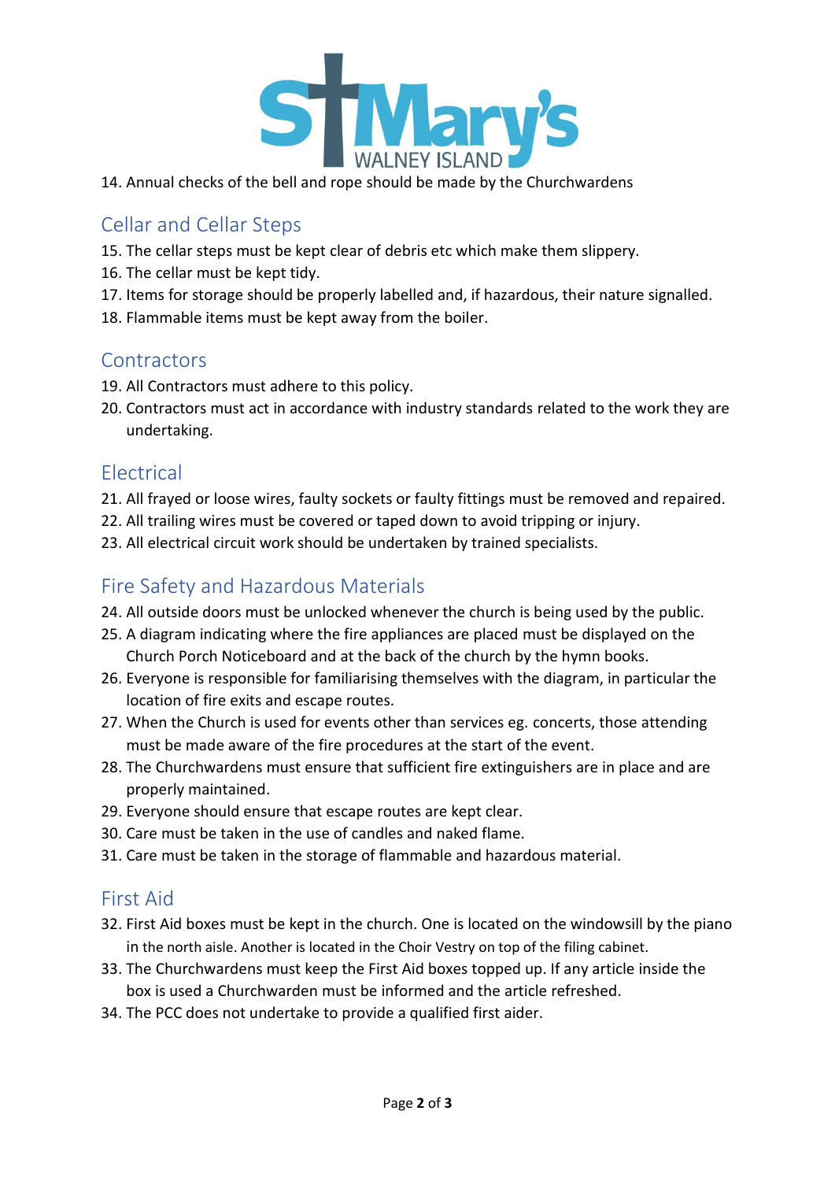14. Annual checks of the bell and rope should be made by the Churchwardens

## Cellar and Cellar Steps

15. The cellar steps must be kept clear of debris etc which make them slippery.
16. The cellar must be kept tidy.
17. Items for storage should be properly labelled and, if hazardous, their nature signalled.
18. Flammable items must be kept away from the boiler.

## Contractors

19. All Contractors must adhere to this policy.
20. Contractors must act in accordance with industry standards related to the work they are undertaking.

## Electrical

21. All frayed or loose wires, faulty sockets or faulty fittings must be removed and repaired.
22. All trailing wires must be covered or taped down to avoid tripping or injury.
23. All electrical circuit work should be undertaken by trained specialists.

## Fire Safety and Hazardous Materials

24. All outside doors must be unlocked whenever the church is being used by the public.
25. A diagram indicating where the fire appliances are placed must be displayed on the Church Porch Noticeboard and at the back of the church by the hymn books.
26. Everyone is responsible for familiarising themselves with the diagram, in particular the location of fire exits and escape routes.
27. When the Church is used for events other than services eg. concerts, those attending must be made aware of the fire procedures at the start of the event.
28. The Churchwardens must ensure that sufficient fire extinguishers are in place and are properly maintained.
29. Everyone should ensure that escape routes are kept clear.
30. Care must be taken in the use of candles and naked flame.
31. Care must be taken in the storage of flammable and hazardous material.

## First Aid

32. First Aid boxes must be kept in the church. One is located on the windowsill by the piano in the north aisle. Another is located in the Choir Vestry on top of the filing cabinet.
33. The Churchwardens must keep the First Aid boxes topped up. If any article inside the box is used a Churchwarden must be informed and the article refreshed.
34. The PCC does not undertake to provide a qualified first aider.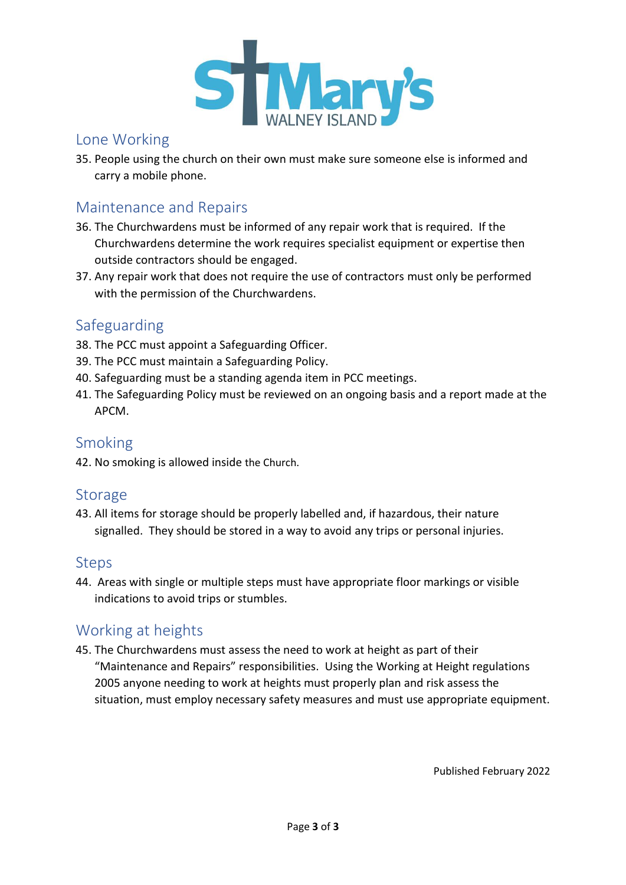## Lone Working

35. People using the church on their own must make sure someone else is informed and carry a mobile phone.

## Maintenance and Repairs

36. The Churchwardens must be informed of any repair work that is required. If the Churchwardens determine the work requires specialist equipment or expertise then outside contractors should be engaged.
37. Any repair work that does not require the use of contractors must only be performed with the permission of the Churchwardens.

## Safeguarding

38. The PCC must appoint a Safeguarding Officer.
39. The PCC must maintain a Safeguarding Policy.
40. Safeguarding must be a standing agenda item in PCC meetings.
41. The Safeguarding Policy must be reviewed on an ongoing basis and a report made at the APCM.

## Smoking

42. No smoking is allowed inside the Church.

## Storage

43. All items for storage should be properly labelled and, if hazardous, their nature signalled. They should be stored in a way to avoid any trips or personal injuries.

## Steps

44. Areas with single or multiple steps must have appropriate floor markings or visible indications to avoid trips or stumbles.

## Working at heights

45. The Churchwardens must assess the need to work at height as part of their "Maintenance and Repairs" responsibilities. Using the Working at Height regulations 2005 anyone needing to work at heights must properly plan and risk assess the situation, must employ necessary safety measures and must use appropriate equipment.

Published February 2022